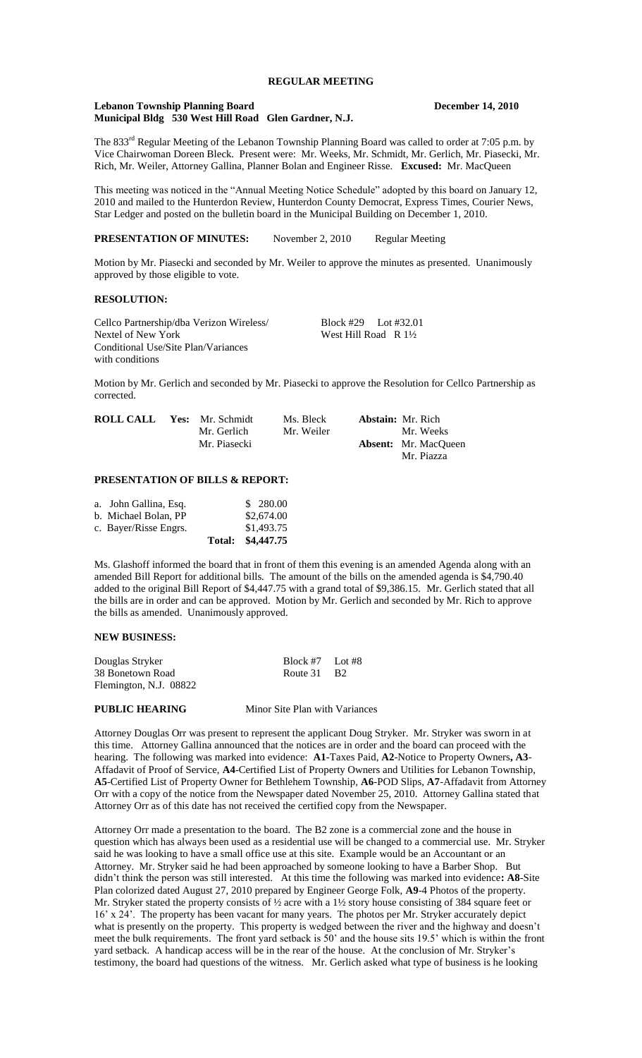# REGULAR MEETING

**Lebanon Township Planning Board** **December 14, 2010**
**Municipal Bldg 530 West Hill Road Glen Gardner, N.J.**

The 833rd Regular Meeting of the Lebanon Township Planning Board was called to order at 7:05 p.m. by Vice Chairwoman Doreen Bleck. Present were: Mr. Weeks, Mr. Schmidt, Mr. Gerlich, Mr. Piasecki, Mr. Rich, Mr. Weiler, Attorney Gallina, Planner Bolan and Engineer Risse. **Excused:** Mr. MacQueen

This meeting was noticed in the "Annual Meeting Notice Schedule" adopted by this board on January 12, 2010 and mailed to the Hunterdon Review, Hunterdon County Democrat, Express Times, Courier News, Star Ledger and posted on the bulletin board in the Municipal Building on December 1, 2010.

**PRESENTATION OF MINUTES:** November 2, 2010 Regular Meeting

Motion by Mr. Piasecki and seconded by Mr. Weiler to approve the minutes as presented. Unanimously approved by those eligible to vote.

**RESOLUTION:**

Cellco Partnership/dba Verizon Wireless/ Block #29 Lot #32.01
Nextel of New York West Hill Road R 1½
Conditional Use/Site Plan/Variances
with conditions

Motion by Mr. Gerlich and seconded by Mr. Piasecki to approve the Resolution for Cellco Partnership as corrected.

| **ROLL CALL** | **Yes:** Mr. Schmidt | Ms. Bleck | **Abstain:** Mr. Rich |
|---|---|---|---|
| | Mr. Gerlich | Mr. Weiler | Mr. Weeks |
| | Mr. Piasecki | | **Absent:** Mr. MacQueen |
| | | | Mr. Piazza |

**PRESENTATION OF BILLS & REPORT:**

| | |
|---|---|
| a. John Gallina, Esq. | $ 280.00 |
| b. Michael Bolan, PP | $2,674.00 |
| c. Bayer/Risse Engrs. | $1,493.75 |
| **Total:** | **$4,447.75** |

Ms. Glashoff informed the board that in front of them this evening is an amended Agenda along with an amended Bill Report for additional bills. The amount of the bills on the amended agenda is $4,790.40 added to the original Bill Report of $4,447.75 with a grand total of $9,386.15. Mr. Gerlich stated that all the bills are in order and can be approved. Motion by Mr. Gerlich and seconded by Mr. Rich to approve the bills as amended. Unanimously approved.

**NEW BUSINESS:**

Douglas Stryker Block #7 Lot #8
38 Bonetown Road Route 31 B2
Flemington, N.J. 08822

**PUBLIC HEARING** Minor Site Plan with Variances

Attorney Douglas Orr was present to represent the applicant Doug Stryker. Mr. Stryker was sworn in at this time. Attorney Gallina announced that the notices are in order and the board can proceed with the hearing. The following was marked into evidence: **A1**-Taxes Paid, **A2**-Notice to Property Owners**, A3**-Affadavit of Proof of Service, **A4**-Certified List of Property Owners and Utilities for Lebanon Township, **A5**-Certified List of Property Owner for Bethlehem Township, **A6**-POD Slips, **A7**-Affadavit from Attorney Orr with a copy of the notice from the Newspaper dated November 25, 2010. Attorney Gallina stated that Attorney Orr as of this date has not received the certified copy from the Newspaper.

Attorney Orr made a presentation to the board. The B2 zone is a commercial zone and the house in question which has always been used as a residential use will be changed to a commercial use. Mr. Stryker said he was looking to have a small office use at this site. Example would be an Accountant or an Attorney. Mr. Stryker said he had been approached by someone looking to have a Barber Shop. But didn't think the person was still interested. At this time the following was marked into evidence**: A8**-Site Plan colorized dated August 27, 2010 prepared by Engineer George Folk, **A9**-4 Photos of the property. Mr. Stryker stated the property consists of ½ acre with a 1½ story house consisting of 384 square feet or 16' x 24'. The property has been vacant for many years. The photos per Mr. Stryker accurately depict what is presently on the property. This property is wedged between the river and the highway and doesn't meet the bulk requirements. The front yard setback is 50' and the house sits 19.5' which is within the front yard setback. A handicap access will be in the rear of the house. At the conclusion of Mr. Stryker's testimony, the board had questions of the witness. Mr. Gerlich asked what type of business is he looking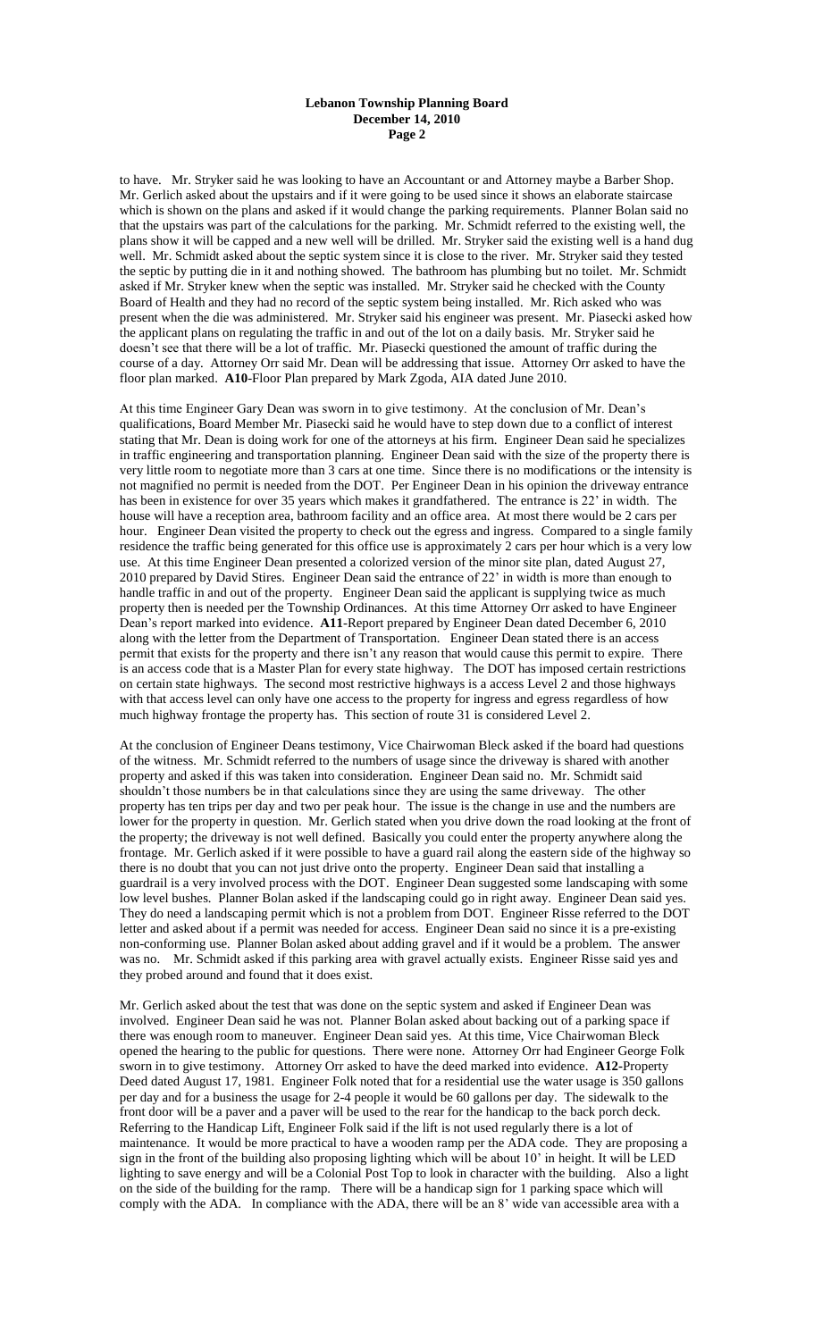to have. Mr. Stryker said he was looking to have an Accountant or and Attorney maybe a Barber Shop. Mr. Gerlich asked about the upstairs and if it were going to be used since it shows an elaborate staircase which is shown on the plans and asked if it would change the parking requirements. Planner Bolan said no that the upstairs was part of the calculations for the parking. Mr. Schmidt referred to the existing well, the plans show it will be capped and a new well will be drilled. Mr. Stryker said the existing well is a hand dug well. Mr. Schmidt asked about the septic system since it is close to the river. Mr. Stryker said they tested the septic by putting die in it and nothing showed. The bathroom has plumbing but no toilet. Mr. Schmidt asked if Mr. Stryker knew when the septic was installed. Mr. Stryker said he checked with the County Board of Health and they had no record of the septic system being installed. Mr. Rich asked who was present when the die was administered. Mr. Stryker said his engineer was present. Mr. Piasecki asked how the applicant plans on regulating the traffic in and out of the lot on a daily basis. Mr. Stryker said he doesn't see that there will be a lot of traffic. Mr. Piasecki questioned the amount of traffic during the course of a day. Attorney Orr said Mr. Dean will be addressing that issue. Attorney Orr asked to have the floor plan marked. **A10**-Floor Plan prepared by Mark Zgoda, AIA dated June 2010.

At this time Engineer Gary Dean was sworn in to give testimony. At the conclusion of Mr. Dean's qualifications, Board Member Mr. Piasecki said he would have to step down due to a conflict of interest stating that Mr. Dean is doing work for one of the attorneys at his firm. Engineer Dean said he specializes in traffic engineering and transportation planning. Engineer Dean said with the size of the property there is very little room to negotiate more than 3 cars at one time. Since there is no modifications or the intensity is not magnified no permit is needed from the DOT. Per Engineer Dean in his opinion the driveway entrance has been in existence for over 35 years which makes it grandfathered. The entrance is 22' in width. The house will have a reception area, bathroom facility and an office area. At most there would be 2 cars per hour. Engineer Dean visited the property to check out the egress and ingress. Compared to a single family residence the traffic being generated for this office use is approximately 2 cars per hour which is a very low use. At this time Engineer Dean presented a colorized version of the minor site plan, dated August 27, 2010 prepared by David Stires. Engineer Dean said the entrance of 22' in width is more than enough to handle traffic in and out of the property. Engineer Dean said the applicant is supplying twice as much property then is needed per the Township Ordinances. At this time Attorney Orr asked to have Engineer Dean's report marked into evidence. **A11**-Report prepared by Engineer Dean dated December 6, 2010 along with the letter from the Department of Transportation. Engineer Dean stated there is an access permit that exists for the property and there isn't any reason that would cause this permit to expire. There is an access code that is a Master Plan for every state highway. The DOT has imposed certain restrictions on certain state highways. The second most restrictive highways is a access Level 2 and those highways with that access level can only have one access to the property for ingress and egress regardless of how much highway frontage the property has. This section of route 31 is considered Level 2.

At the conclusion of Engineer Deans testimony, Vice Chairwoman Bleck asked if the board had questions of the witness. Mr. Schmidt referred to the numbers of usage since the driveway is shared with another property and asked if this was taken into consideration. Engineer Dean said no. Mr. Schmidt said shouldn't those numbers be in that calculations since they are using the same driveway. The other property has ten trips per day and two per peak hour. The issue is the change in use and the numbers are lower for the property in question. Mr. Gerlich stated when you drive down the road looking at the front of the property; the driveway is not well defined. Basically you could enter the property anywhere along the frontage. Mr. Gerlich asked if it were possible to have a guard rail along the eastern side of the highway so there is no doubt that you can not just drive onto the property. Engineer Dean said that installing a guardrail is a very involved process with the DOT. Engineer Dean suggested some landscaping with some low level bushes. Planner Bolan asked if the landscaping could go in right away. Engineer Dean said yes. They do need a landscaping permit which is not a problem from DOT. Engineer Risse referred to the DOT letter and asked about if a permit was needed for access. Engineer Dean said no since it is a pre-existing non-conforming use. Planner Bolan asked about adding gravel and if it would be a problem. The answer was no. Mr. Schmidt asked if this parking area with gravel actually exists. Engineer Risse said yes and they probed around and found that it does exist.

Mr. Gerlich asked about the test that was done on the septic system and asked if Engineer Dean was involved. Engineer Dean said he was not. Planner Bolan asked about backing out of a parking space if there was enough room to maneuver. Engineer Dean said yes. At this time, Vice Chairwoman Bleck opened the hearing to the public for questions. There were none. Attorney Orr had Engineer George Folk sworn in to give testimony. Attorney Orr asked to have the deed marked into evidence. **A12**-Property Deed dated August 17, 1981. Engineer Folk noted that for a residential use the water usage is 350 gallons per day and for a business the usage for 2-4 people it would be 60 gallons per day. The sidewalk to the front door will be a paver and a paver will be used to the rear for the handicap to the back porch deck. Referring to the Handicap Lift, Engineer Folk said if the lift is not used regularly there is a lot of maintenance. It would be more practical to have a wooden ramp per the ADA code. They are proposing a sign in the front of the building also proposing lighting which will be about 10' in height. It will be LED lighting to save energy and will be a Colonial Post Top to look in character with the building. Also a light on the side of the building for the ramp. There will be a handicap sign for 1 parking space which will comply with the ADA. In compliance with the ADA, there will be an 8' wide van accessible area with a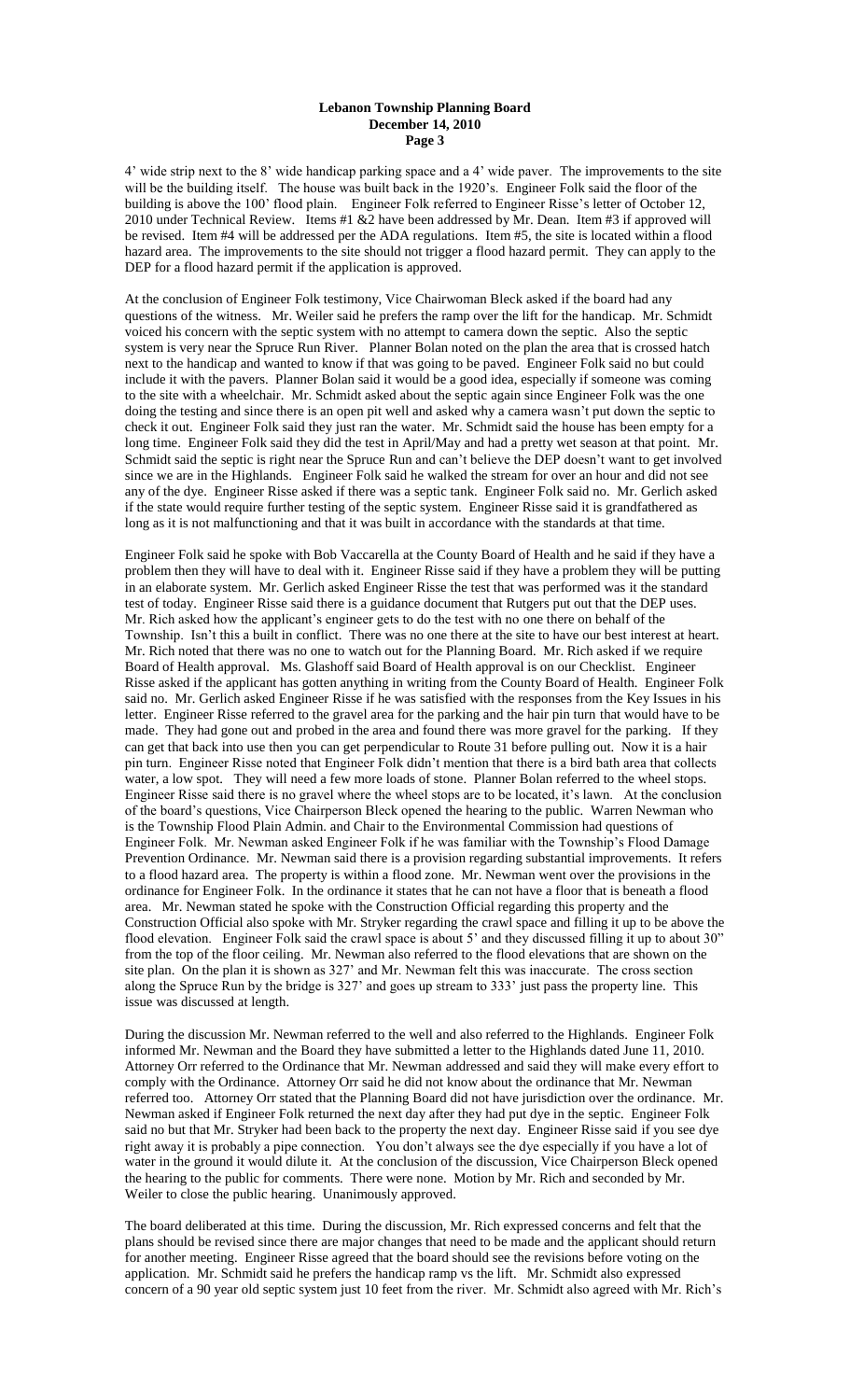4' wide strip next to the 8' wide handicap parking space and a 4' wide paver. The improvements to the site will be the building itself. The house was built back in the 1920's. Engineer Folk said the floor of the building is above the 100' flood plain. Engineer Folk referred to Engineer Risse's letter of October 12, 2010 under Technical Review. Items #1 &2 have been addressed by Mr. Dean. Item #3 if approved will be revised. Item #4 will be addressed per the ADA regulations. Item #5, the site is located within a flood hazard area. The improvements to the site should not trigger a flood hazard permit. They can apply to the DEP for a flood hazard permit if the application is approved.

At the conclusion of Engineer Folk testimony, Vice Chairwoman Bleck asked if the board had any questions of the witness. Mr. Weiler said he prefers the ramp over the lift for the handicap. Mr. Schmidt voiced his concern with the septic system with no attempt to camera down the septic. Also the septic system is very near the Spruce Run River. Planner Bolan noted on the plan the area that is crossed hatch next to the handicap and wanted to know if that was going to be paved. Engineer Folk said no but could include it with the pavers. Planner Bolan said it would be a good idea, especially if someone was coming to the site with a wheelchair. Mr. Schmidt asked about the septic again since Engineer Folk was the one doing the testing and since there is an open pit well and asked why a camera wasn't put down the septic to check it out. Engineer Folk said they just ran the water. Mr. Schmidt said the house has been empty for a long time. Engineer Folk said they did the test in April/May and had a pretty wet season at that point. Mr. Schmidt said the septic is right near the Spruce Run and can't believe the DEP doesn't want to get involved since we are in the Highlands. Engineer Folk said he walked the stream for over an hour and did not see any of the dye. Engineer Risse asked if there was a septic tank. Engineer Folk said no. Mr. Gerlich asked if the state would require further testing of the septic system. Engineer Risse said it is grandfathered as long as it is not malfunctioning and that it was built in accordance with the standards at that time.

Engineer Folk said he spoke with Bob Vaccarella at the County Board of Health and he said if they have a problem then they will have to deal with it. Engineer Risse said if they have a problem they will be putting in an elaborate system. Mr. Gerlich asked Engineer Risse the test that was performed was it the standard test of today. Engineer Risse said there is a guidance document that Rutgers put out that the DEP uses. Mr. Rich asked how the applicant's engineer gets to do the test with no one there on behalf of the Township. Isn't this a built in conflict. There was no one there at the site to have our best interest at heart. Mr. Rich noted that there was no one to watch out for the Planning Board. Mr. Rich asked if we require Board of Health approval. Ms. Glashoff said Board of Health approval is on our Checklist. Engineer Risse asked if the applicant has gotten anything in writing from the County Board of Health. Engineer Folk said no. Mr. Gerlich asked Engineer Risse if he was satisfied with the responses from the Key Issues in his letter. Engineer Risse referred to the gravel area for the parking and the hair pin turn that would have to be made. They had gone out and probed in the area and found there was more gravel for the parking. If they can get that back into use then you can get perpendicular to Route 31 before pulling out. Now it is a hair pin turn. Engineer Risse noted that Engineer Folk didn't mention that there is a bird bath area that collects water, a low spot. They will need a few more loads of stone. Planner Bolan referred to the wheel stops. Engineer Risse said there is no gravel where the wheel stops are to be located, it's lawn. At the conclusion of the board's questions, Vice Chairperson Bleck opened the hearing to the public. Warren Newman who is the Township Flood Plain Admin. and Chair to the Environmental Commission had questions of Engineer Folk. Mr. Newman asked Engineer Folk if he was familiar with the Township's Flood Damage Prevention Ordinance. Mr. Newman said there is a provision regarding substantial improvements. It refers to a flood hazard area. The property is within a flood zone. Mr. Newman went over the provisions in the ordinance for Engineer Folk. In the ordinance it states that he can not have a floor that is beneath a flood area. Mr. Newman stated he spoke with the Construction Official regarding this property and the Construction Official also spoke with Mr. Stryker regarding the crawl space and filling it up to be above the flood elevation. Engineer Folk said the crawl space is about 5' and they discussed filling it up to about 30" from the top of the floor ceiling. Mr. Newman also referred to the flood elevations that are shown on the site plan. On the plan it is shown as 327' and Mr. Newman felt this was inaccurate. The cross section along the Spruce Run by the bridge is 327' and goes up stream to 333' just pass the property line. This issue was discussed at length.

During the discussion Mr. Newman referred to the well and also referred to the Highlands. Engineer Folk informed Mr. Newman and the Board they have submitted a letter to the Highlands dated June 11, 2010. Attorney Orr referred to the Ordinance that Mr. Newman addressed and said they will make every effort to comply with the Ordinance. Attorney Orr said he did not know about the ordinance that Mr. Newman referred too. Attorney Orr stated that the Planning Board did not have jurisdiction over the ordinance. Mr. Newman asked if Engineer Folk returned the next day after they had put dye in the septic. Engineer Folk said no but that Mr. Stryker had been back to the property the next day. Engineer Risse said if you see dye right away it is probably a pipe connection. You don't always see the dye especially if you have a lot of water in the ground it would dilute it. At the conclusion of the discussion, Vice Chairperson Bleck opened the hearing to the public for comments. There were none. Motion by Mr. Rich and seconded by Mr. Weiler to close the public hearing. Unanimously approved.

The board deliberated at this time. During the discussion, Mr. Rich expressed concerns and felt that the plans should be revised since there are major changes that need to be made and the applicant should return for another meeting. Engineer Risse agreed that the board should see the revisions before voting on the application. Mr. Schmidt said he prefers the handicap ramp vs the lift. Mr. Schmidt also expressed concern of a 90 year old septic system just 10 feet from the river. Mr. Schmidt also agreed with Mr. Rich's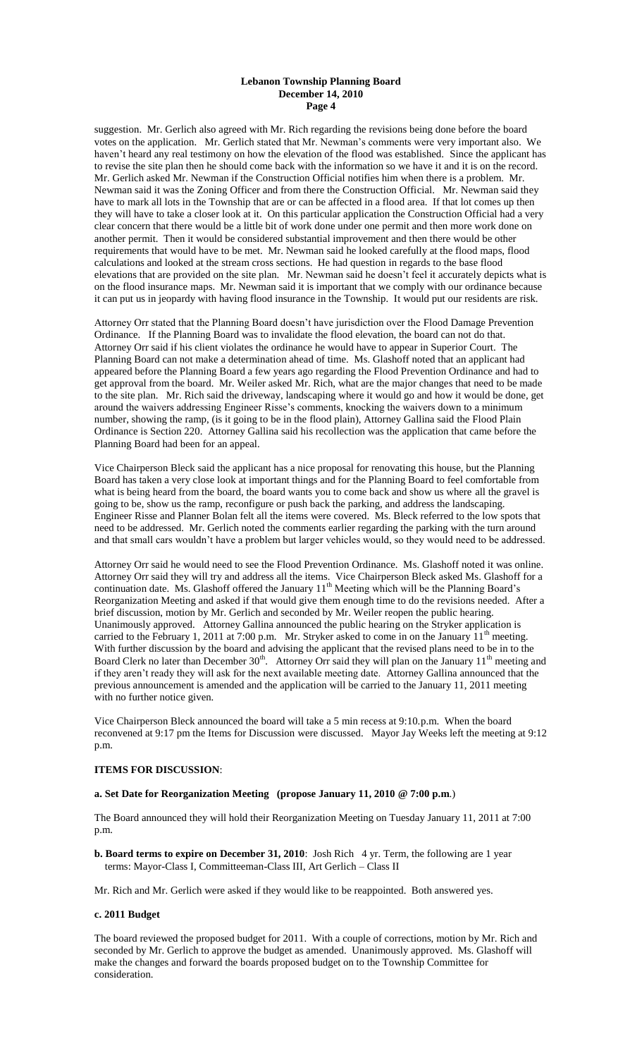suggestion. Mr. Gerlich also agreed with Mr. Rich regarding the revisions being done before the board votes on the application. Mr. Gerlich stated that Mr. Newman's comments were very important also. We haven't heard any real testimony on how the elevation of the flood was established. Since the applicant has to revise the site plan then he should come back with the information so we have it and it is on the record. Mr. Gerlich asked Mr. Newman if the Construction Official notifies him when there is a problem. Mr. Newman said it was the Zoning Officer and from there the Construction Official. Mr. Newman said they have to mark all lots in the Township that are or can be affected in a flood area. If that lot comes up then they will have to take a closer look at it. On this particular application the Construction Official had a very clear concern that there would be a little bit of work done under one permit and then more work done on another permit. Then it would be considered substantial improvement and then there would be other requirements that would have to be met. Mr. Newman said he looked carefully at the flood maps, flood calculations and looked at the stream cross sections. He had question in regards to the base flood elevations that are provided on the site plan. Mr. Newman said he doesn't feel it accurately depicts what is on the flood insurance maps. Mr. Newman said it is important that we comply with our ordinance because it can put us in jeopardy with having flood insurance in the Township. It would put our residents are risk.

Attorney Orr stated that the Planning Board doesn't have jurisdiction over the Flood Damage Prevention Ordinance. If the Planning Board was to invalidate the flood elevation, the board can not do that. Attorney Orr said if his client violates the ordinance he would have to appear in Superior Court. The Planning Board can not make a determination ahead of time. Ms. Glashoff noted that an applicant had appeared before the Planning Board a few years ago regarding the Flood Prevention Ordinance and had to get approval from the board. Mr. Weiler asked Mr. Rich, what are the major changes that need to be made to the site plan. Mr. Rich said the driveway, landscaping where it would go and how it would be done, get around the waivers addressing Engineer Risse's comments, knocking the waivers down to a minimum number, showing the ramp, (is it going to be in the flood plain), Attorney Gallina said the Flood Plain Ordinance is Section 220. Attorney Gallina said his recollection was the application that came before the Planning Board had been for an appeal.

Vice Chairperson Bleck said the applicant has a nice proposal for renovating this house, but the Planning Board has taken a very close look at important things and for the Planning Board to feel comfortable from what is being heard from the board, the board wants you to come back and show us where all the gravel is going to be, show us the ramp, reconfigure or push back the parking, and address the landscaping. Engineer Risse and Planner Bolan felt all the items were covered. Ms. Bleck referred to the low spots that need to be addressed. Mr. Gerlich noted the comments earlier regarding the parking with the turn around and that small cars wouldn't have a problem but larger vehicles would, so they would need to be addressed.

Attorney Orr said he would need to see the Flood Prevention Ordinance. Ms. Glashoff noted it was online. Attorney Orr said they will try and address all the items. Vice Chairperson Bleck asked Ms. Glashoff for a continuation date. Ms. Glashoff offered the January 11th Meeting which will be the Planning Board's Reorganization Meeting and asked if that would give them enough time to do the revisions needed. After a brief discussion, motion by Mr. Gerlich and seconded by Mr. Weiler reopen the public hearing. Unanimously approved. Attorney Gallina announced the public hearing on the Stryker application is carried to the February 1, 2011 at 7:00 p.m. Mr. Stryker asked to come in on the January 11th meeting. With further discussion by the board and advising the applicant that the revised plans need to be in to the Board Clerk no later than December 30th. Attorney Orr said they will plan on the January 11th meeting and if they aren't ready they will ask for the next available meeting date. Attorney Gallina announced that the previous announcement is amended and the application will be carried to the January 11, 2011 meeting with no further notice given.

Vice Chairperson Bleck announced the board will take a 5 min recess at 9:10.p.m. When the board reconvened at 9:17 pm the Items for Discussion were discussed. Mayor Jay Weeks left the meeting at 9:12 p.m.

**ITEMS FOR DISCUSSION**:

**a. Set Date for Reorganization Meeting (propose January 11, 2010 @ 7:00 p.m**.)

The Board announced they will hold their Reorganization Meeting on Tuesday January 11, 2011 at 7:00 p.m.

**b. Board terms to expire on December 31, 2010**: Josh Rich 4 yr. Term, the following are 1 year terms: Mayor-Class I, Committeeman-Class III, Art Gerlich – Class II

Mr. Rich and Mr. Gerlich were asked if they would like to be reappointed. Both answered yes.

**c. 2011 Budget**

The board reviewed the proposed budget for 2011. With a couple of corrections, motion by Mr. Rich and seconded by Mr. Gerlich to approve the budget as amended. Unanimously approved. Ms. Glashoff will make the changes and forward the boards proposed budget on to the Township Committee for consideration.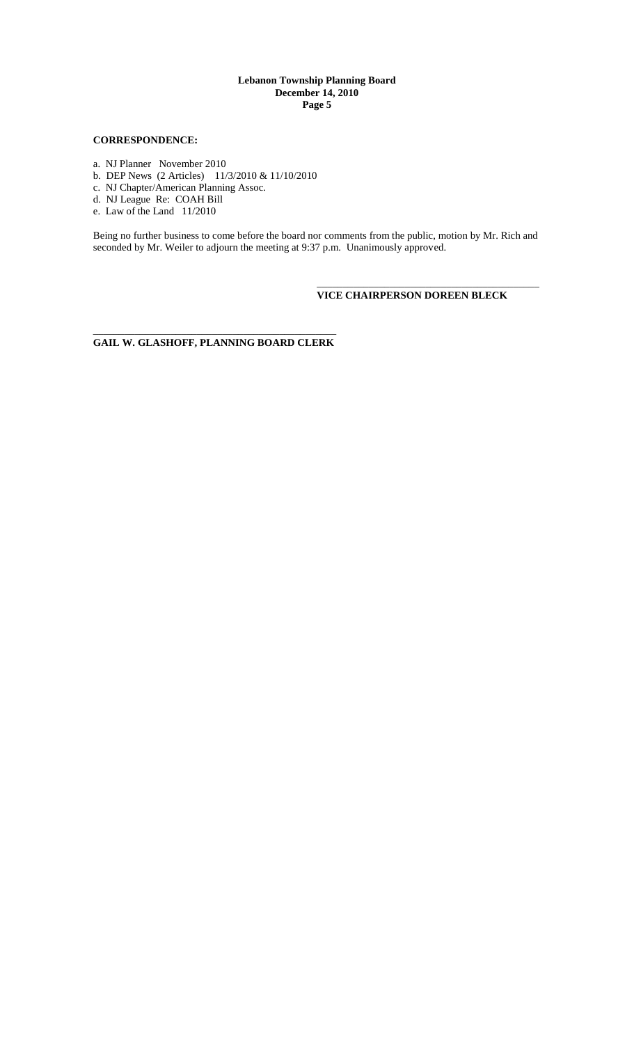**CORRESPONDENCE:**

a. NJ Planner November 2010
b. DEP News (2 Articles) 11/3/2010 & 11/10/2010
c. NJ Chapter/American Planning Assoc.
d. NJ League Re: COAH Bill
e. Law of the Land 11/2010

Being no further business to come before the board nor comments from the public, motion by Mr. Rich and seconded by Mr. Weiler to adjourn the meeting at 9:37 p.m. Unanimously approved.

\_\_\_\_\_\_\_\_\_\_\_\_\_\_\_\_\_\_\_\_\_\_\_\_\_\_\_\_\_\_\_\_\_\_\_\_\_\_\_\_\_\_
**VICE CHAIRPERSON DOREEN BLECK**

\_\_\_\_\_\_\_\_\_\_\_\_\_\_\_\_\_\_\_\_\_\_\_\_\_\_\_\_\_\_\_\_\_\_\_\_\_\_\_\_\_\_\_\_\_\_
**GAIL W. GLASHOFF, PLANNING BOARD CLERK**